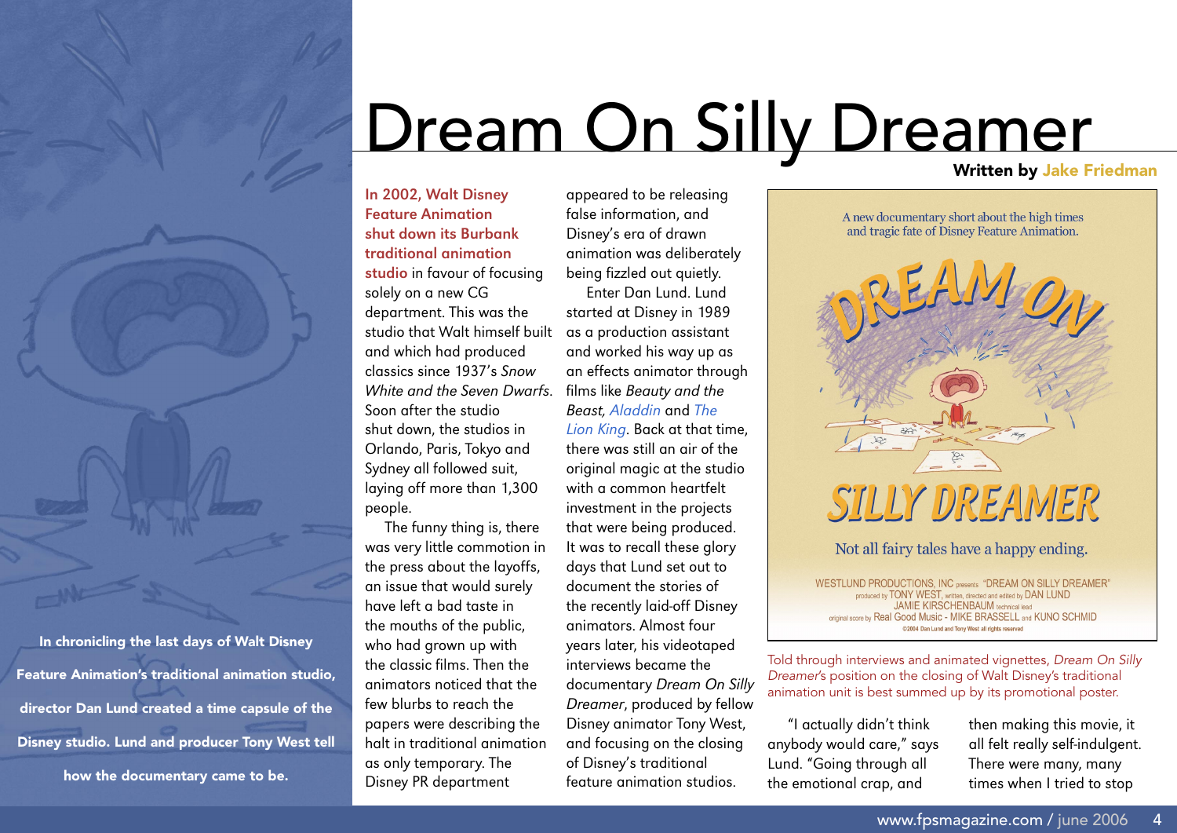# Dream On Silly Dreamer

**Written by Jake Friedman**

**In chronicling the last days of Walt Disney Feature Animation's traditional animation studio, director Dan Lund created a time capsule of the Disney studio. Lund and producer Tony West tell how the documentary came to be.**

In 2002, Walt Disney Feature Animation shut down its Burbank traditional animation studio in favour of focusing solely on a new CG department. This was the studio that Walt himself built and which had produced classics since 1937's *Snow White and the Seven Dwarfs*. Soon after the studio shut down, the studios in Orlando, Paris, Tokyo and Sydney all followed suit, laying off more than 1,300 people.

The funny thing is, there was very little commotion in the press about the layoffs, an issue that would surely have left a bad taste in the mouths of the public, who had grown up with the classic films. Then the animators noticed that the few blurbs to reach the papers were describing the halt in traditional animation as only temporary. The Disney PR department appeared to be releasing false information, and Disney's era of drawn animation was deliberately being fizzled out quietly.

Enter Dan Lund. Lund started at Disney in 1989 as a production assistant and worked his way up as an effects animator through films like *Beauty and the Beast*, *Aladdin* and *The Lion King*. Back at that time, there was still an air of the original magic at the studio with a common heartfelt investment in the projects that were being produced. It was to recall these glory days that Lund set out to document the stories of the recently laid-off Disney animators. Almost four years later, his videotaped interviews became the documentary *Dream On Silly Dreamer*, produced by fellow Disney animator Tony West, and focusing on the closing of Disney's traditional feature animation studios.

A new documentary short about the high times and tragic fate of Disney Feature Animation.

DREAM ON SILLY DREAMER

Not all fairy tales have a happy ending.

WESTLUND PRODUCTIONS, INC presents "DREAM ON SILLY DREAMER" produced by TONY WEST, written, directed and edited by DAN LUND JAMIE KIRSCHENBAUM technical lead original score by Real Good Music - MIKE BRASSELL and KUNO SCHMID ©2004 Dan Lund and Tony West all rights reserved

Told through interviews and animated vignettes, *Dream On Silly Dreamer*'s position on the closing of Walt Disney's traditional animation unit is best summed up by its promotional poster.

"I actually didn't think anybody would care," says Lund. "Going through all the emotional crap, and then making this movie, it all felt really self-indulgent. There were many, many times when I tried to stop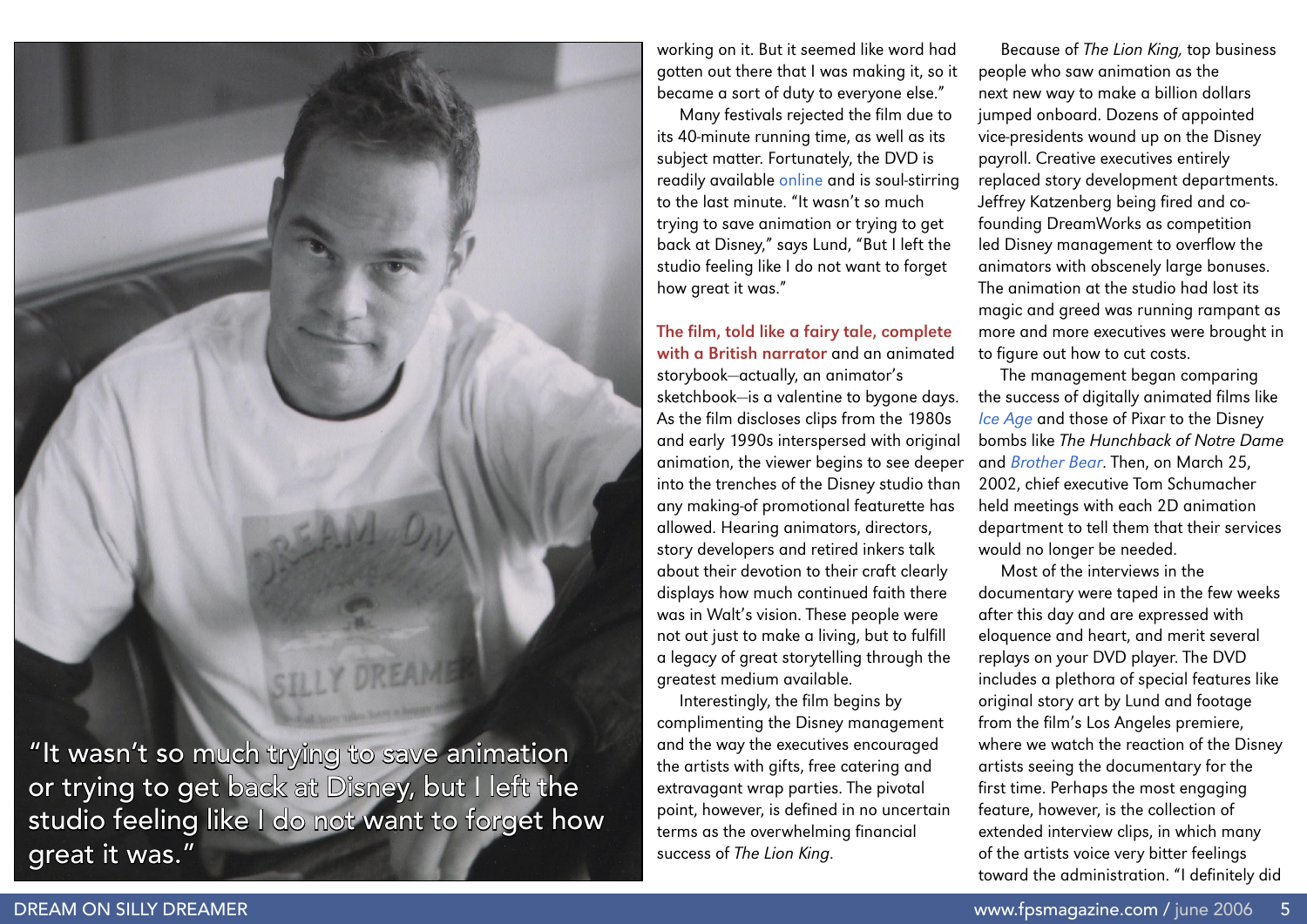"It wasn't so much trying to save animation or trying to get back at Disney, but I left the studio feeling like I do not want to forget how great it was."

working on it. But it seemed like word had gotten out there that I was making it, so it became a sort of duty to everyone else."

Many festivals rejected the film due to its 40-minute running time, as well as its subject matter. Fortunately, the DVD is readily available online and is soul-stirring to the last minute. "It wasn't so much trying to save animation or trying to get back at Disney," says Lund, "But I left the studio feeling like I do not want to forget how great it was."

**The film, told like a fairy tale, complete with a British narrator** and an animated storybook—actually, an animator's sketchbook—is a valentine to bygone days. As the film discloses clips from the 1980s and early 1990s interspersed with original animation, the viewer begins to see deeper into the trenches of the Disney studio than any making-of promotional featurette has allowed. Hearing animators, directors, story developers and retired inkers talk about their devotion to their craft clearly displays how much continued faith there was in Walt's vision. These people were not out just to make a living, but to fulfill a legacy of great storytelling through the greatest medium available.

Interestingly, the film begins by complimenting the Disney management and the way the executives encouraged the artists with gifts, free catering and extravagant wrap parties. The pivotal point, however, is defined in no uncertain terms as the overwhelming financial success of *The Lion King*.

Because of *The Lion King,* top business people who saw animation as the next new way to make a billion dollars jumped onboard. Dozens of appointed vice-presidents wound up on the Disney payroll. Creative executives entirely replaced story development departments. Jeffrey Katzenberg being fired and co-founding DreamWorks as competition led Disney management to overflow the animators with obscenely large bonuses. The animation at the studio had lost its magic and greed was running rampant as more and more executives were brought in to figure out how to cut costs.

The management began comparing the success of digitally animated films like *Ice Age* and those of Pixar to the Disney bombs like *The Hunchback of Notre Dame* and *Brother Bear*. Then, on March 25, 2002, chief executive Tom Schumacher held meetings with each 2D animation department to tell them that their services would no longer be needed.

Most of the interviews in the documentary were taped in the few weeks after this day and are expressed with eloquence and heart, and merit several replays on your DVD player. The DVD includes a plethora of special features like original story art by Lund and footage from the film's Los Angeles premiere, where we watch the reaction of the Disney artists seeing the documentary for the first time. Perhaps the most engaging feature, however, is the collection of extended interview clips, in which many of the artists voice very bitter feelings toward the administration. "I definitely did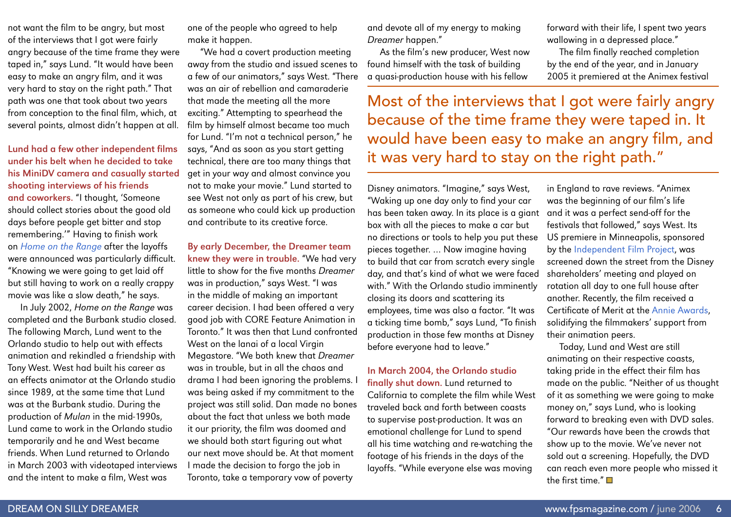not want the film to be angry, but most of the interviews that I got were fairly angry because of the time frame they were taped in," says Lund. "It would have been easy to make an angry film, and it was very hard to stay on the right path." That path was one that took about two years from conception to the final film, which, at several points, almost didn't happen at all.

**Lund had a few other independent films under his belt when he decided to take his MiniDV camera and casually started shooting interviews of his friends and coworkers.** "I thought, 'Someone should collect stories about the good old days before people get bitter and stop remembering.'" Having to finish work on *Home on the Range* after the layoffs were announced was particularly difficult. "Knowing we were going to get laid off but still having to work on a really crappy movie was like a slow death," he says.

In July 2002, *Home on the Range* was completed and the Burbank studio closed. The following March, Lund went to the Orlando studio to help out with effects animation and rekindled a friendship with Tony West. West had built his career as an effects animator at the Orlando studio since 1989, at the same time that Lund was at the Burbank studio. During the production of *Mulan* in the mid-1990s, Lund came to work in the Orlando studio temporarily and he and West became friends. When Lund returned to Orlando in March 2003 with videotaped interviews and the intent to make a film, West was one of the people who agreed to help make it happen.

"We had a covert production meeting away from the studio and issued scenes to a few of our animators," says West. "There was an air of rebellion and camaraderie that made the meeting all the more exciting." Attempting to spearhead the film by himself almost became too much for Lund. "I'm not a technical person," he says, "And as soon as you start getting technical, there are too many things that get in your way and almost convince you not to make your movie." Lund started to see West not only as part of his crew, but as someone who could kick up production and contribute to its creative force.

**By early December, the Dreamer team knew they were in trouble.** "We had very little to show for the five months *Dreamer* was in production," says West. "I was in the middle of making an important career decision. I had been offered a very good job with CORE Feature Animation in Toronto." It was then that Lund confronted West on the lanai of a local Virgin Megastore. "We both knew that *Dreamer* was in trouble, but in all the chaos and drama I had been ignoring the problems. I was being asked if my commitment to the project was still solid. Dan made no bones about the fact that unless we both made it our priority, the film was doomed and we should both start figuring out what our next move should be. At that moment I made the decision to forgo the job in Toronto, take a temporary vow of poverty and devote all of my energy to making *Dreamer* happen."

As the film's new producer, West now found himself with the task of building a quasi-production house with his fellow Disney animators. "Imagine," says West, "Waking up one day only to find your car has been taken away. In its place is a giant box with all the pieces to make a car but no directions or tools to help you put these pieces together. ... Now imagine having to build that car from scratch every single day, and that's kind of what we were faced with." With the Orlando studio imminently closing its doors and scattering its employees, time was also a factor. "It was a ticking time bomb," says Lund, "To finish production in those few months at Disney before everyone had to leave."

> Most of the interviews that I got were fairly angry because of the time frame they were taped in. It would have been easy to make an angry film, and it was very hard to stay on the right path."

**In March 2004, the Orlando studio finally shut down.** Lund returned to California to complete the film while West traveled back and forth between coasts to supervise post-production. It was an emotional challenge for Lund to spend all his time watching and re-watching the footage of his friends in the days of the layoffs. "While everyone else was moving forward with their life, I spent two years wallowing in a depressed place."

The film finally reached completion by the end of the year, and in January 2005 it premiered at the Animex festival in England to rave reviews. "Animex was the beginning of our film's life and it was a perfect send-off for the festivals that followed," says West. Its US premiere in Minneapolis, sponsored by the Independent Film Project, was screened down the street from the Disney shareholders' meeting and played on rotation all day to one full house after another. Recently, the film received a Certificate of Merit at the Annie Awards, solidifying the filmmakers' support from their animation peers.

Today, Lund and West are still animating on their respective coasts, taking pride in the effect their film has made on the public. "Neither of us thought of it as something we were going to make money on," says Lund, who is looking forward to breaking even with DVD sales. "Our rewards have been the crowds that show up to the movie. We've never not sold out a screening. Hopefully, the DVD can reach even more people who missed it the first time." ◼